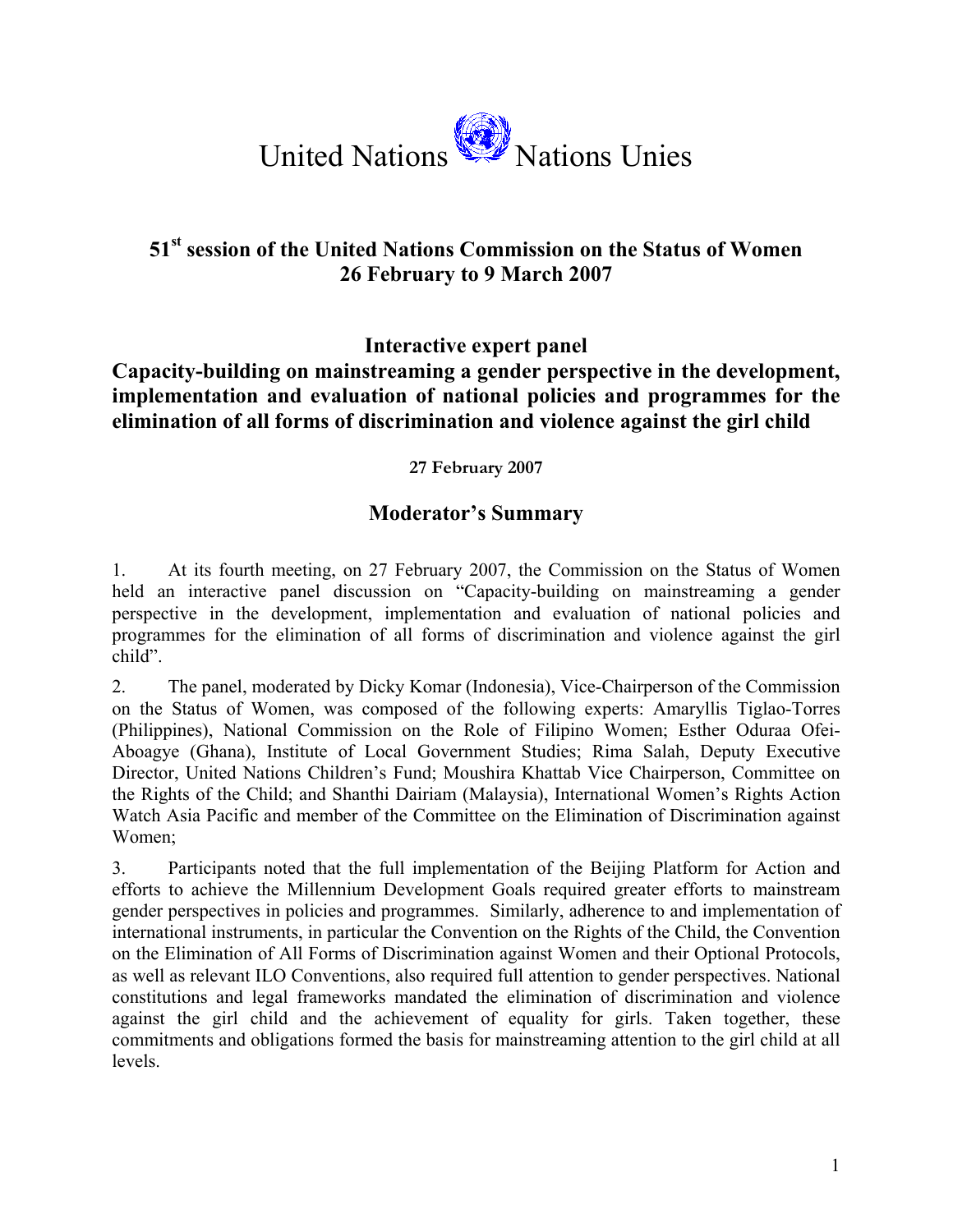United Nations Nations Unies

## 51st session of the United Nations Commission on the Status of Women 26 February to 9 March 2007

## Interactive expert panel

## Capacity-building on mainstreaming a gender perspective in the development, implementation and evaluation of national policies and programmes for the elimination of all forms of discrimination and violence against the girl child

**27 February 2007**

### Moderator's Summary

1. At its fourth meeting, on 27 February 2007, the Commission on the Status of Women held an interactive panel discussion on "Capacity-building on mainstreaming a gender perspective in the development, implementation and evaluation of national policies and programmes for the elimination of all forms of discrimination and violence against the girl child".

2. The panel, moderated by Dicky Komar (Indonesia), Vice-Chairperson of the Commission on the Status of Women, was composed of the following experts: Amaryllis Tiglao-Torres (Philippines), National Commission on the Role of Filipino Women; Esther Oduraa Ofei-Aboagye (Ghana), Institute of Local Government Studies; Rima Salah, Deputy Executive Director, United Nations Children's Fund; Moushira Khattab Vice Chairperson, Committee on the Rights of the Child; and Shanthi Dairiam (Malaysia), International Women's Rights Action Watch Asia Pacific and member of the Committee on the Elimination of Discrimination against Women;

3. Participants noted that the full implementation of the Beijing Platform for Action and efforts to achieve the Millennium Development Goals required greater efforts to mainstream gender perspectives in policies and programmes. Similarly, adherence to and implementation of international instruments, in particular the Convention on the Rights of the Child, the Convention on the Elimination of All Forms of Discrimination against Women and their Optional Protocols, as well as relevant ILO Conventions, also required full attention to gender perspectives. National constitutions and legal frameworks mandated the elimination of discrimination and violence against the girl child and the achievement of equality for girls. Taken together, these commitments and obligations formed the basis for mainstreaming attention to the girl child at all levels.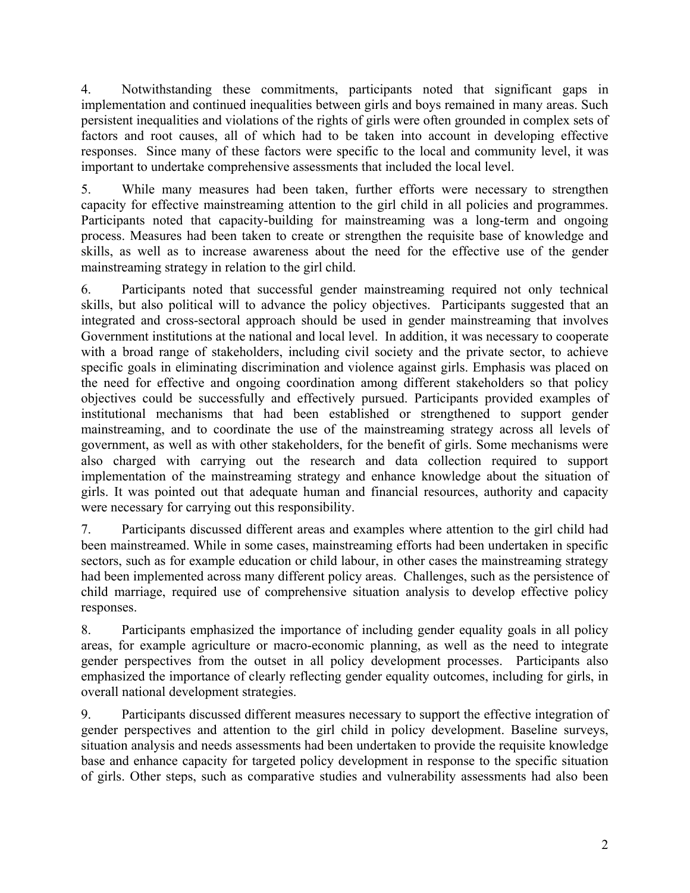4. Notwithstanding these commitments, participants noted that significant gaps in implementation and continued inequalities between girls and boys remained in many areas. Such persistent inequalities and violations of the rights of girls were often grounded in complex sets of factors and root causes, all of which had to be taken into account in developing effective responses. Since many of these factors were specific to the local and community level, it was important to undertake comprehensive assessments that included the local level.

5. While many measures had been taken, further efforts were necessary to strengthen capacity for effective mainstreaming attention to the girl child in all policies and programmes. Participants noted that capacity-building for mainstreaming was a long-term and ongoing process. Measures had been taken to create or strengthen the requisite base of knowledge and skills, as well as to increase awareness about the need for the effective use of the gender mainstreaming strategy in relation to the girl child.

6. Participants noted that successful gender mainstreaming required not only technical skills, but also political will to advance the policy objectives. Participants suggested that an integrated and cross-sectoral approach should be used in gender mainstreaming that involves Government institutions at the national and local level. In addition, it was necessary to cooperate with a broad range of stakeholders, including civil society and the private sector, to achieve specific goals in eliminating discrimination and violence against girls. Emphasis was placed on the need for effective and ongoing coordination among different stakeholders so that policy objectives could be successfully and effectively pursued. Participants provided examples of institutional mechanisms that had been established or strengthened to support gender mainstreaming, and to coordinate the use of the mainstreaming strategy across all levels of government, as well as with other stakeholders, for the benefit of girls. Some mechanisms were also charged with carrying out the research and data collection required to support implementation of the mainstreaming strategy and enhance knowledge about the situation of girls. It was pointed out that adequate human and financial resources, authority and capacity were necessary for carrying out this responsibility.

7. Participants discussed different areas and examples where attention to the girl child had been mainstreamed. While in some cases, mainstreaming efforts had been undertaken in specific sectors, such as for example education or child labour, in other cases the mainstreaming strategy had been implemented across many different policy areas. Challenges, such as the persistence of child marriage, required use of comprehensive situation analysis to develop effective policy responses.

8. Participants emphasized the importance of including gender equality goals in all policy areas, for example agriculture or macro-economic planning, as well as the need to integrate gender perspectives from the outset in all policy development processes. Participants also emphasized the importance of clearly reflecting gender equality outcomes, including for girls, in overall national development strategies.

9. Participants discussed different measures necessary to support the effective integration of gender perspectives and attention to the girl child in policy development. Baseline surveys, situation analysis and needs assessments had been undertaken to provide the requisite knowledge base and enhance capacity for targeted policy development in response to the specific situation of girls. Other steps, such as comparative studies and vulnerability assessments had also been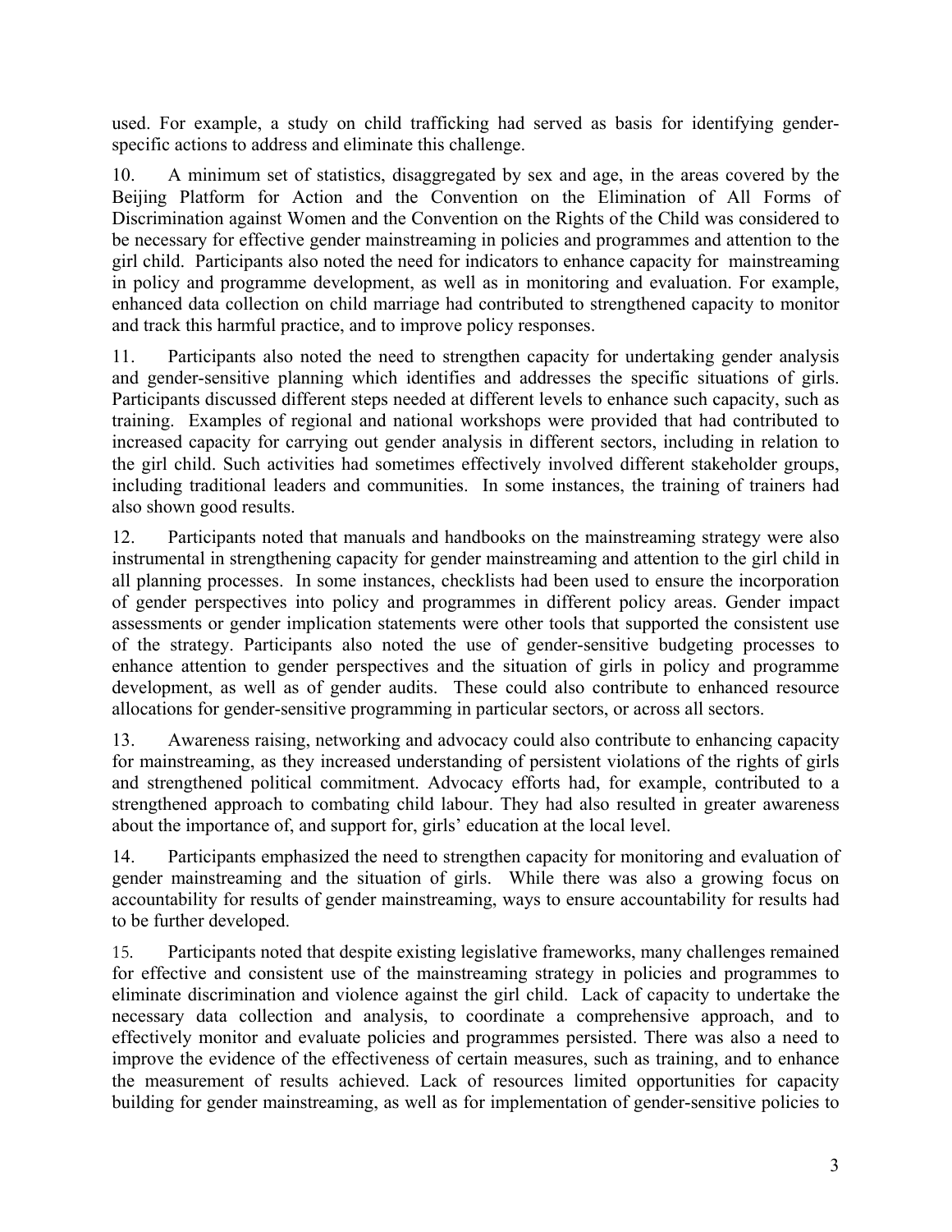used. For example, a study on child trafficking had served as basis for identifying gender-specific actions to address and eliminate this challenge.

10. A minimum set of statistics, disaggregated by sex and age, in the areas covered by the Beijing Platform for Action and the Convention on the Elimination of All Forms of Discrimination against Women and the Convention on the Rights of the Child was considered to be necessary for effective gender mainstreaming in policies and programmes and attention to the girl child. Participants also noted the need for indicators to enhance capacity for mainstreaming in policy and programme development, as well as in monitoring and evaluation. For example, enhanced data collection on child marriage had contributed to strengthened capacity to monitor and track this harmful practice, and to improve policy responses.

11. Participants also noted the need to strengthen capacity for undertaking gender analysis and gender-sensitive planning which identifies and addresses the specific situations of girls. Participants discussed different steps needed at different levels to enhance such capacity, such as training. Examples of regional and national workshops were provided that had contributed to increased capacity for carrying out gender analysis in different sectors, including in relation to the girl child. Such activities had sometimes effectively involved different stakeholder groups, including traditional leaders and communities. In some instances, the training of trainers had also shown good results.

12. Participants noted that manuals and handbooks on the mainstreaming strategy were also instrumental in strengthening capacity for gender mainstreaming and attention to the girl child in all planning processes. In some instances, checklists had been used to ensure the incorporation of gender perspectives into policy and programmes in different policy areas. Gender impact assessments or gender implication statements were other tools that supported the consistent use of the strategy. Participants also noted the use of gender-sensitive budgeting processes to enhance attention to gender perspectives and the situation of girls in policy and programme development, as well as of gender audits. These could also contribute to enhanced resource allocations for gender-sensitive programming in particular sectors, or across all sectors.

13. Awareness raising, networking and advocacy could also contribute to enhancing capacity for mainstreaming, as they increased understanding of persistent violations of the rights of girls and strengthened political commitment. Advocacy efforts had, for example, contributed to a strengthened approach to combating child labour. They had also resulted in greater awareness about the importance of, and support for, girls' education at the local level.

14. Participants emphasized the need to strengthen capacity for monitoring and evaluation of gender mainstreaming and the situation of girls. While there was also a growing focus on accountability for results of gender mainstreaming, ways to ensure accountability for results had to be further developed.

15. Participants noted that despite existing legislative frameworks, many challenges remained for effective and consistent use of the mainstreaming strategy in policies and programmes to eliminate discrimination and violence against the girl child. Lack of capacity to undertake the necessary data collection and analysis, to coordinate a comprehensive approach, and to effectively monitor and evaluate policies and programmes persisted. There was also a need to improve the evidence of the effectiveness of certain measures, such as training, and to enhance the measurement of results achieved. Lack of resources limited opportunities for capacity building for gender mainstreaming, as well as for implementation of gender-sensitive policies to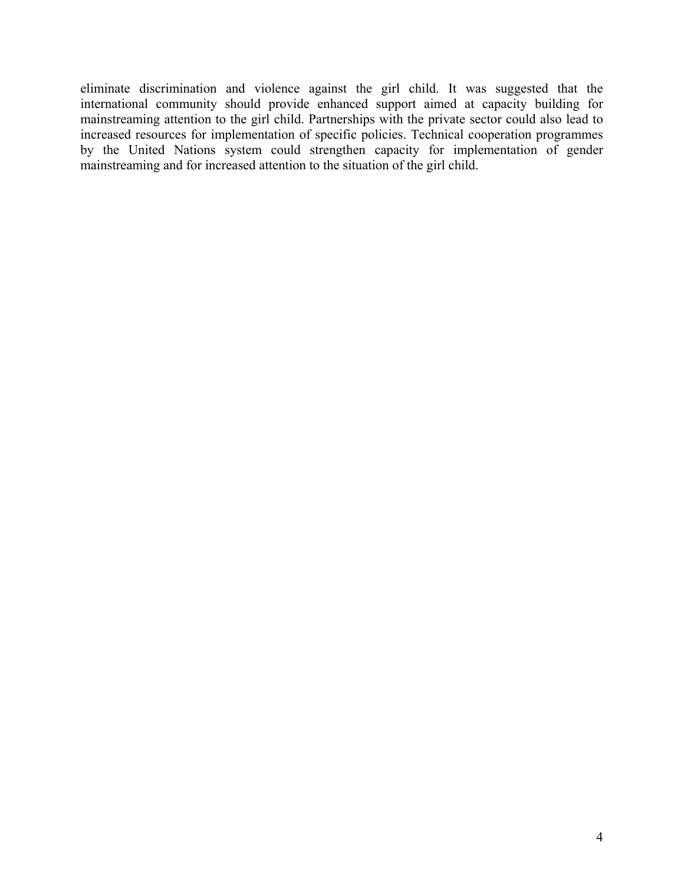eliminate discrimination and violence against the girl child. It was suggested that the international community should provide enhanced support aimed at capacity building for mainstreaming attention to the girl child. Partnerships with the private sector could also lead to increased resources for implementation of specific policies. Technical cooperation programmes by the United Nations system could strengthen capacity for implementation of gender mainstreaming and for increased attention to the situation of the girl child.